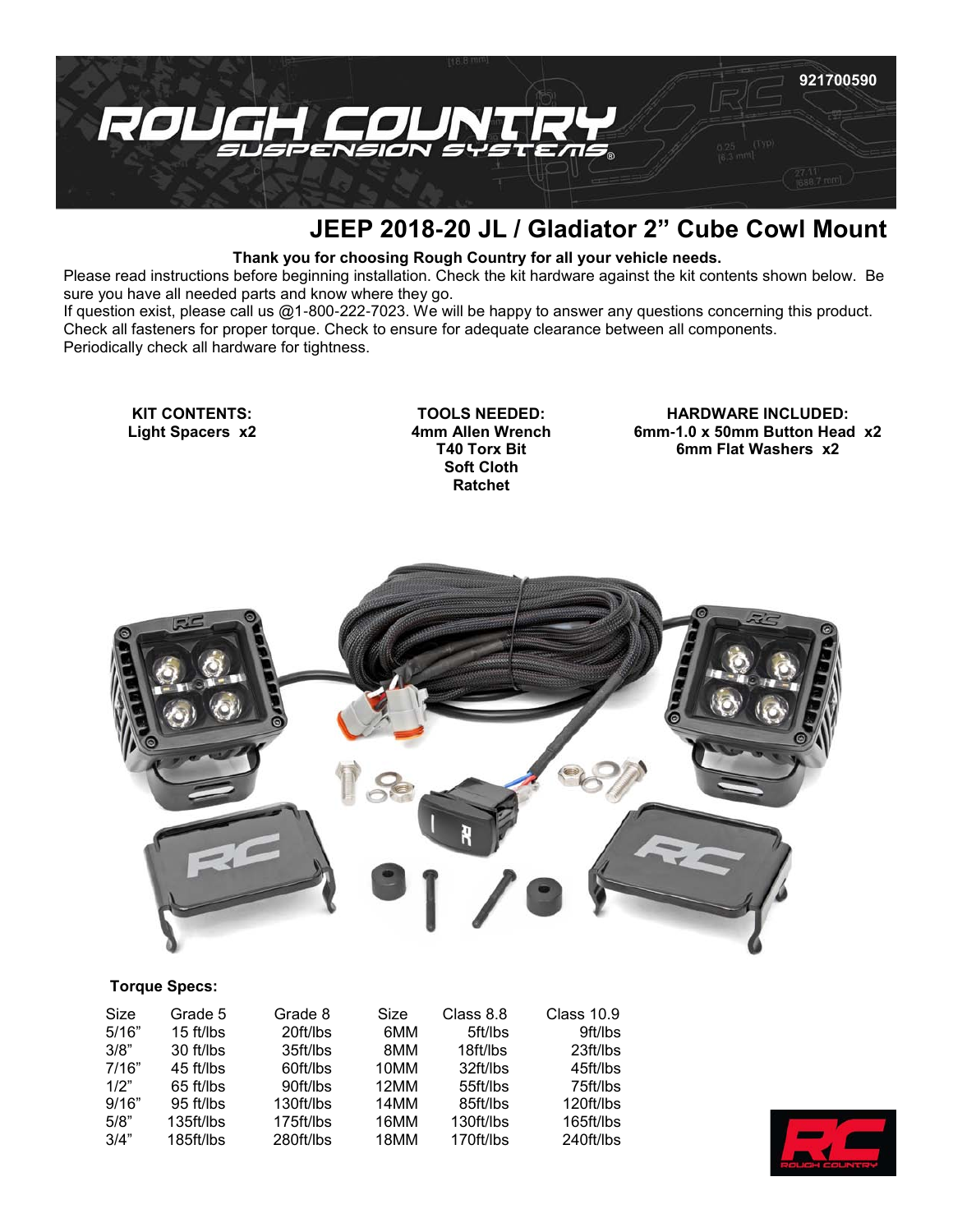921700590

# JEEP 2018-20 JL / Gladiator 2" Cube Cowl Mount

**Thank you for choosing Rough Country for all your vehicle needs.**

Please read instructions before beginning installation. Check the kit hardware against the kit contents shown below. Be sure you have all needed parts and know where they go.
If question exist, please call us @1-800-222-7023. We will be happy to answer any questions concerning this product.
Check all fasteners for proper torque. Check to ensure for adequate clearance between all components.
Periodically check all hardware for tightness.

**KIT CONTENTS:**
**Light Spacers x2**

**TOOLS NEEDED:**
**4mm Allen Wrench**
**T40 Torx Bit**
**Soft Cloth**
**Ratchet**

**HARDWARE INCLUDED:**
**6mm-1.0 x 50mm Button Head x2**
**6mm Flat Washers x2**

**Torque Specs:**

| Size | Grade 5 | Grade 8 | Size | Class 8.8 | Class 10.9 |
|---|---|---|---|---|---|
| 5/16" | 15 ft/lbs | 20ft/lbs | 6MM | 5ft/lbs | 9ft/lbs |
| 3/8" | 30 ft/lbs | 35ft/lbs | 8MM | 18ft/lbs | 23ft/lbs |
| 7/16" | 45 ft/lbs | 60ft/lbs | 10MM | 32ft/lbs | 45ft/lbs |
| 1/2" | 65 ft/lbs | 90ft/lbs | 12MM | 55ft/lbs | 75ft/lbs |
| 9/16" | 95 ft/lbs | 130ft/lbs | 14MM | 85ft/lbs | 120ft/lbs |
| 5/8" | 135ft/lbs | 175ft/lbs | 16MM | 130ft/lbs | 165ft/lbs |
| 3/4" | 185ft/lbs | 280ft/lbs | 18MM | 170ft/lbs | 240ft/lbs |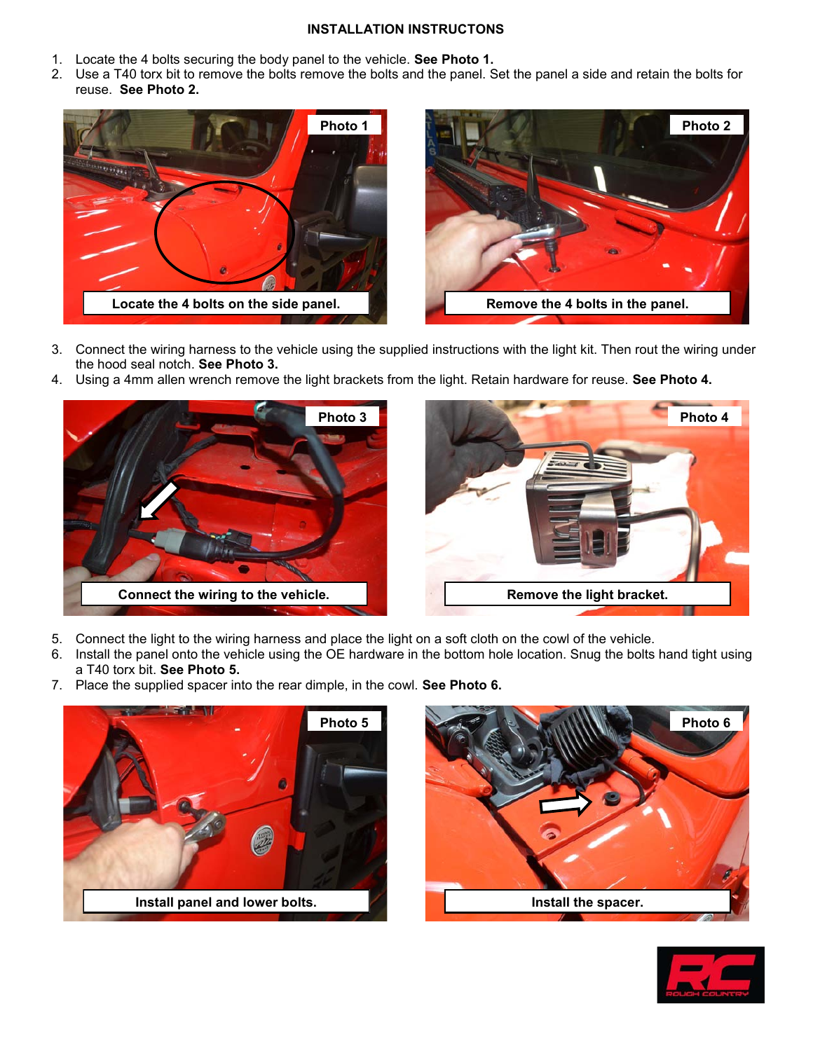**INSTALLATION INSTRUCTONS**

1. Locate the 4 bolts securing the body panel to the vehicle. **See Photo 1.**
2. Use a T40 torx bit to remove the bolts remove the bolts and the panel. Set the panel a side and retain the bolts for reuse. **See Photo 2.**

Photo 1

Locate the 4 bolts on the side panel.

Photo 2

Remove the 4 bolts in the panel.

3. Connect the wiring harness to the vehicle using the supplied instructions with the light kit. Then rout the wiring under the hood seal notch. **See Photo 3.**
4. Using a 4mm allen wrench remove the light brackets from the light. Retain hardware for reuse. **See Photo 4.**

Photo 3

Connect the wiring to the vehicle.

Photo 4

Remove the light bracket.

5. Connect the light to the wiring harness and place the light on a soft cloth on the cowl of the vehicle.
6. Install the panel onto the vehicle using the OE hardware in the bottom hole location. Snug the bolts hand tight using a T40 torx bit. **See Photo 5.**
7. Place the supplied spacer into the rear dimple, in the cowl. **See Photo 6.**

Photo 5

Install panel and lower bolts.

Photo 6

Install the spacer.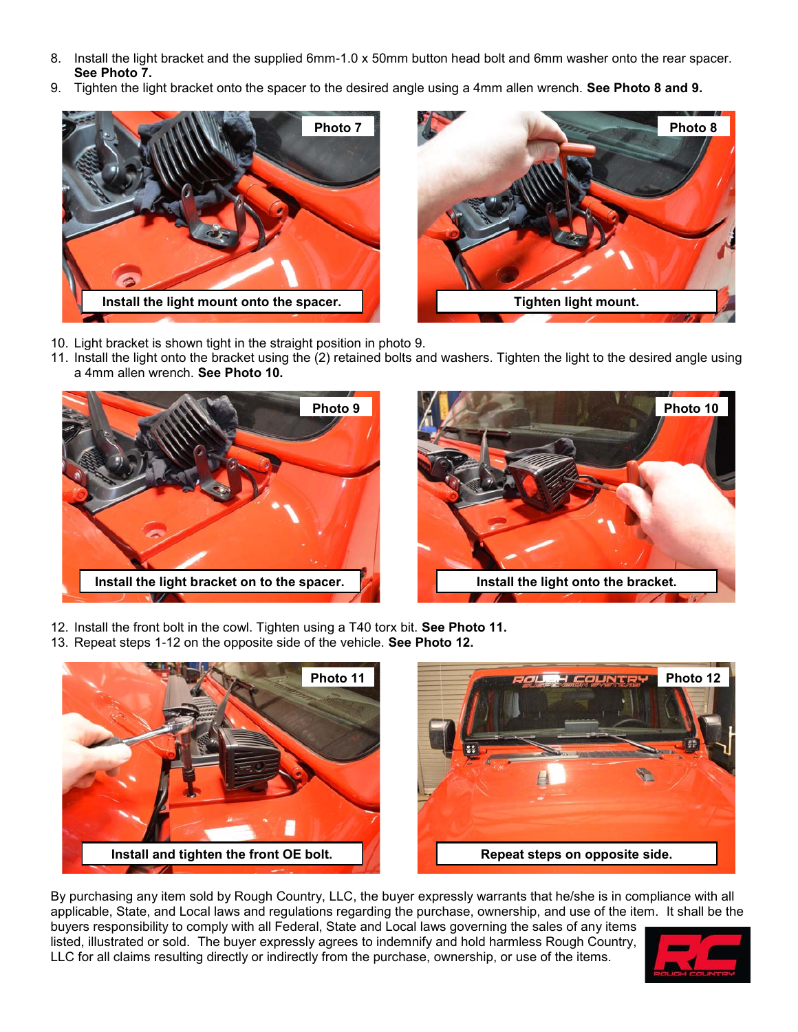8. Install the light bracket and the supplied 6mm-1.0 x 50mm button head bolt and 6mm washer onto the rear spacer. **See Photo 7.**
9. Tighten the light bracket onto the spacer to the desired angle using a 4mm allen wrench. **See Photo 8 and 9.**

**Photo 7**

**Install the light mount onto the spacer.**

**Photo 8**

**Tighten light mount.**

10. Light bracket is shown tight in the straight position in photo 9.
11. Install the light onto the bracket using the (2) retained bolts and washers. Tighten the light to the desired angle using a 4mm allen wrench. **See Photo 10.**

**Photo 9**

**Install the light bracket on to the spacer.**

**Photo 10**

**Install the light onto the bracket.**

12. Install the front bolt in the cowl. Tighten using a T40 torx bit. **See Photo 11.**
13. Repeat steps 1-12 on the opposite side of the vehicle. **See Photo 12.**

**Photo 11**

**Install and tighten the front OE bolt.**

**Photo 12**

**Repeat steps on opposite side.**

By purchasing any item sold by Rough Country, LLC, the buyer expressly warrants that he/she is in compliance with all applicable, State, and Local laws and regulations regarding the purchase, ownership, and use of the item. It shall be the buyers responsibility to comply with all Federal, State and Local laws governing the sales of any items listed, illustrated or sold. The buyer expressly agrees to indemnify and hold harmless Rough Country, LLC for all claims resulting directly or indirectly from the purchase, ownership, or use of the items.